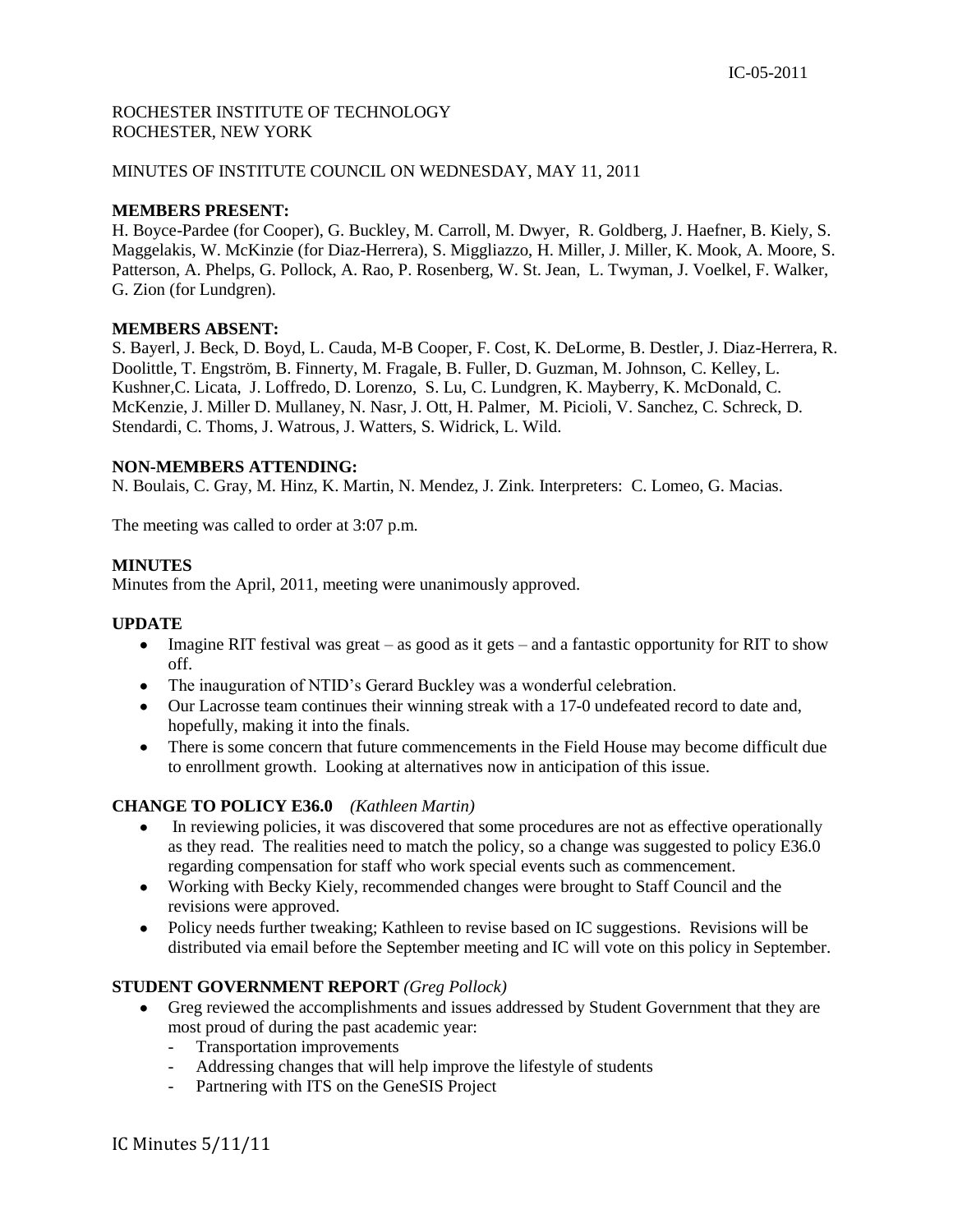IC-05-2011

ROCHESTER INSTITUTE OF TECHNOLOGY
ROCHESTER, NEW YORK

MINUTES OF INSTITUTE COUNCIL ON WEDNESDAY, MAY 11, 2011

**MEMBERS PRESENT:**
H. Boyce-Pardee (for Cooper), G. Buckley, M. Carroll, M. Dwyer, R. Goldberg, J. Haefner, B. Kiely, S. Maggelakis, W. McKinzie (for Diaz-Herrera), S. Miggliazzo, H. Miller, J. Miller, K. Mook, A. Moore, S. Patterson, A. Phelps, G. Pollock, A. Rao, P. Rosenberg, W. St. Jean, L. Twyman, J. Voelkel, F. Walker, G. Zion (for Lundgren).

**MEMBERS ABSENT:**
S. Bayerl, J. Beck, D. Boyd, L. Cauda, M-B Cooper, F. Cost, K. DeLorme, B. Destler, J. Diaz-Herrera, R. Doolittle, T. Engström, B. Finnerty, M. Fragale, B. Fuller, D. Guzman, M. Johnson, C. Kelley, L. Kushner,C. Licata, J. Loffredo, D. Lorenzo, S. Lu, C. Lundgren, K. Mayberry, K. McDonald, C. McKenzie, J. Miller D. Mullaney, N. Nasr, J. Ott, H. Palmer, M. Picioli, V. Sanchez, C. Schreck, D. Stendardi, C. Thoms, J. Watrous, J. Watters, S. Widrick, L. Wild.

**NON-MEMBERS ATTENDING:**
N. Boulais, C. Gray, M. Hinz, K. Martin, N. Mendez, J. Zink. Interpreters: C. Lomeo, G. Macias.

The meeting was called to order at 3:07 p.m.

**MINUTES**
Minutes from the April, 2011, meeting were unanimously approved.

**UPDATE**

- Imagine RIT festival was great – as good as it gets – and a fantastic opportunity for RIT to show off.
- The inauguration of NTID's Gerard Buckley was a wonderful celebration.
- Our Lacrosse team continues their winning streak with a 17-0 undefeated record to date and, hopefully, making it into the finals.
- There is some concern that future commencements in the Field House may become difficult due to enrollment growth. Looking at alternatives now in anticipation of this issue.

**CHANGE TO POLICY E36.0** *(Kathleen Martin)*

- In reviewing policies, it was discovered that some procedures are not as effective operationally as they read. The realities need to match the policy, so a change was suggested to policy E36.0 regarding compensation for staff who work special events such as commencement.
- Working with Becky Kiely, recommended changes were brought to Staff Council and the revisions were approved.
- Policy needs further tweaking; Kathleen to revise based on IC suggestions. Revisions will be distributed via email before the September meeting and IC will vote on this policy in September.

**STUDENT GOVERNMENT REPORT** *(Greg Pollock)*

- Greg reviewed the accomplishments and issues addressed by Student Government that they are most proud of during the past academic year:
  - Transportation improvements
  - Addressing changes that will help improve the lifestyle of students
  - Partnering with ITS on the GeneSIS Project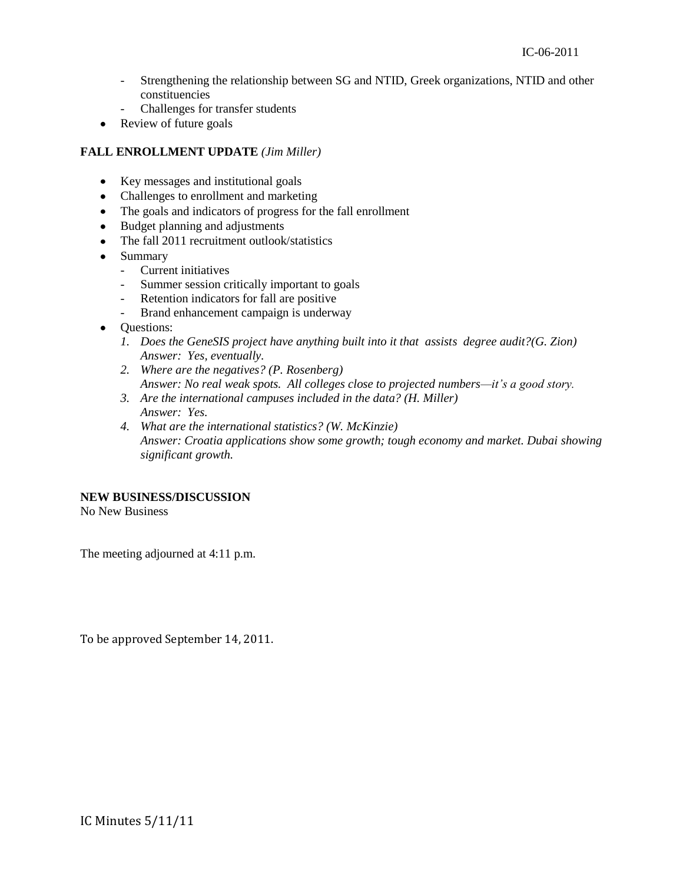- Strengthening the relationship between SG and NTID, Greek organizations, NTID and other constituencies
- Challenges for transfer students

- Review of future goals

**FALL ENROLLMENT UPDATE** *(Jim Miller)*

- Key messages and institutional goals
- Challenges to enrollment and marketing
- The goals and indicators of progress for the fall enrollment
- Budget planning and adjustments
- The fall 2011 recruitment outlook/statistics
- Summary
  - Current initiatives
  - Summer session critically important to goals
  - Retention indicators for fall are positive
  - Brand enhancement campaign is underway
- Questions:
  1. *Does the GeneSIS project have anything built into it that assists degree audit?(G. Zion)*
     *Answer: Yes, eventually.*
  2. *Where are the negatives? (P. Rosenberg)*
     *Answer: No real weak spots. All colleges close to projected numbers—it's a good story.*
  3. *Are the international campuses included in the data? (H. Miller)*
     *Answer: Yes.*
  4. *What are the international statistics? (W. McKinzie)*
     *Answer: Croatia applications show some growth; tough economy and market. Dubai showing significant growth.*

**NEW BUSINESS/DISCUSSION**
No New Business

The meeting adjourned at 4:11 p.m.

To be approved September 14, 2011.